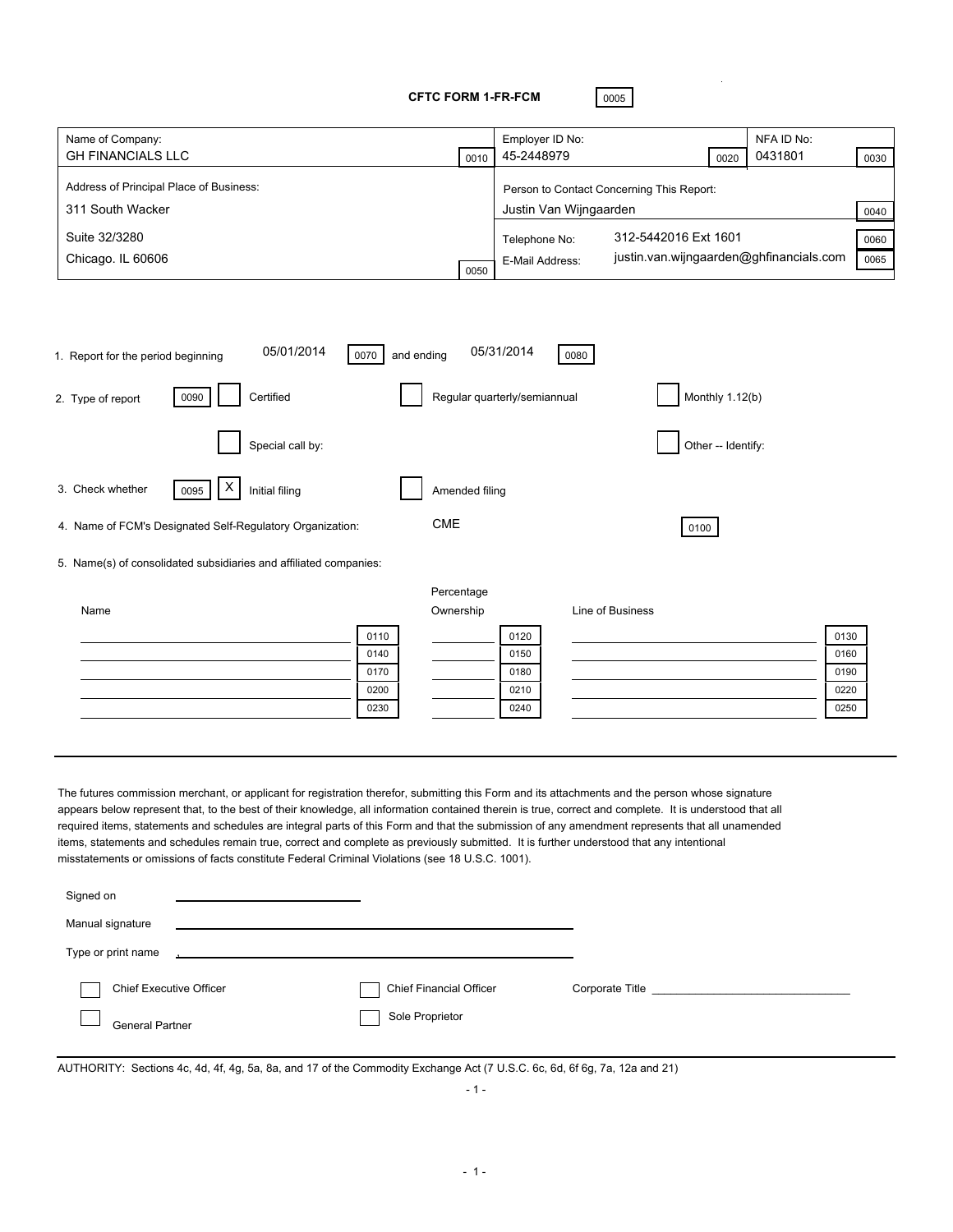# CFTC FORM 1-FR-FCM 0005

| Name of Company: | | Employer ID No: | | NFA ID No: | |
|---|---|---|---|---|---|
| GH FINANCIALS LLC | 0010 | 45-2448979 | 0020 | 0431801 | 0030 |

| Address of Principal Place of Business: | | Person to Contact Concerning This Report: | | |
|---|---|---|---|---|
| 311 South Wacker | | Justin Van Wijngaarden | | 0040 |
| Suite 32/3280 | | Telephone No: | 312-5442016 Ext 1601 | 0060 |
| Chicago. IL 60606 | 0050 | E-Mail Address: | justin.van.wijngaarden@ghfinancials.com | 0065 |

1. Report for the period beginning 05/01/2014 0070 and ending 05/31/2014 0080

2. Type of report 0090
   - [ ] Certified
   - [ ] Regular quarterly/semiannual
   - [ ] Monthly 1.12(b)
   - [ ] Special call by:
   - [ ] Other -- Identify:

3. Check whether 0095
   - [X] Initial filing
   - [ ] Amended filing

4. Name of FCM's Designated Self-Regulatory Organization: CME 0100

5. Name(s) of consolidated subsidiaries and affiliated companies:

| Name | | Percentage Ownership | | Line of Business | |
|---|---|---|---|---|---|
| | 0110 | | 0120 | | 0130 |
| | 0140 | | 0150 | | 0160 |
| | 0170 | | 0180 | | 0190 |
| | 0200 | | 0210 | | 0220 |
| | 0230 | | 0240 | | 0250 |

---

The futures commission merchant, or applicant for registration therefor, submitting this Form and its attachments and the person whose signature appears below represent that, to the best of their knowledge, all information contained therein is true, correct and complete. It is understood that all required items, statements and schedules are integral parts of this Form and that the submission of any amendment represents that all unamended items, statements and schedules remain true, correct and complete as previously submitted. It is further understood that any intentional misstatements or omissions of facts constitute Federal Criminal Violations (see 18 U.S.C. 1001).

Signed on ____________________

Manual signature ____________________________________________

Type or print name ____________________________________________

- [ ] Chief Executive Officer
- [ ] Chief Financial Officer
- Corporate Title ______________________________
- [ ] General Partner
- [ ] Sole Proprietor

---

AUTHORITY: Sections 4c, 4d, 4f, 4g, 5a, 8a, and 17 of the Commodity Exchange Act (7 U.S.C. 6c, 6d, 6f 6g, 7a, 12a and 21)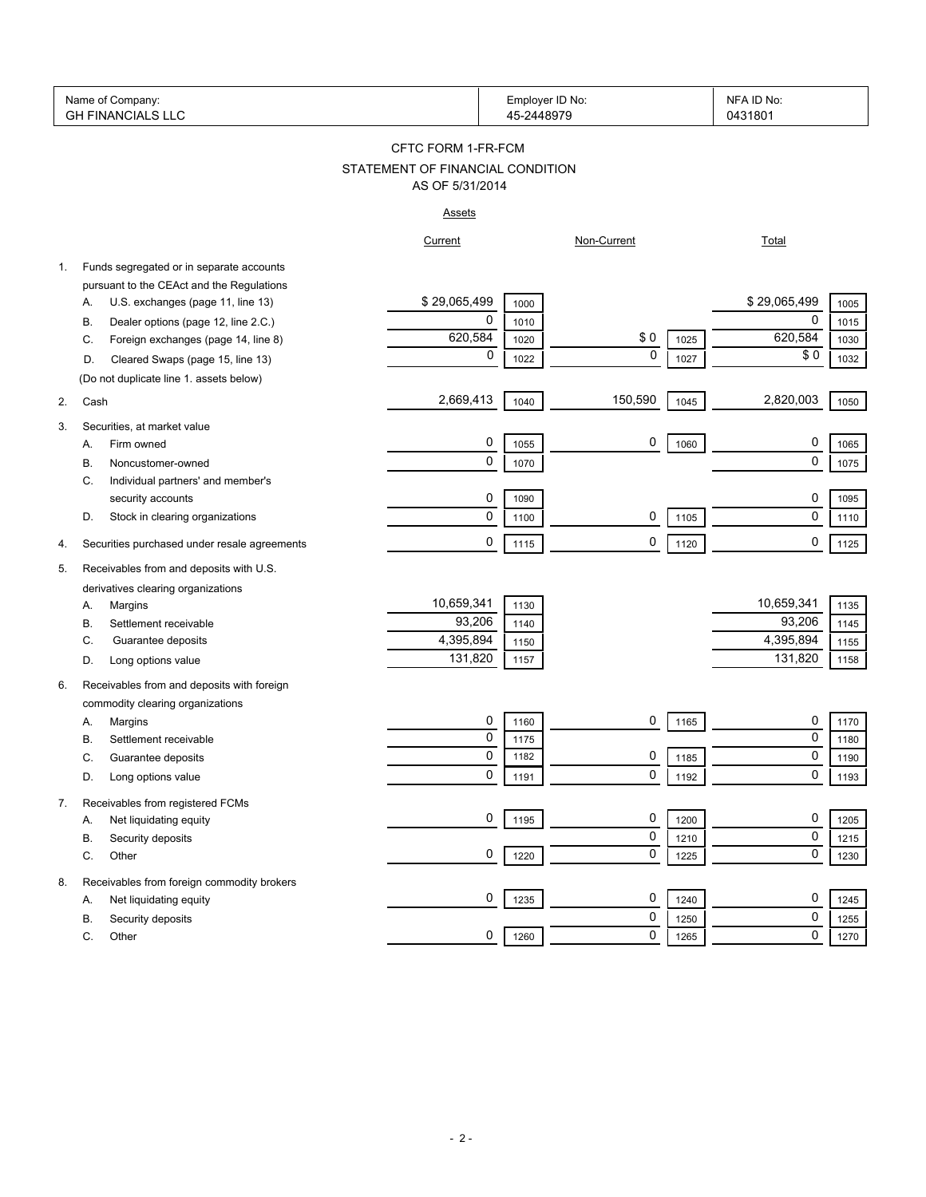| Name of Company: GH FINANCIALS LLC | Employer ID No: 45-2448979 | NFA ID No: 0431801 |
|---|---|---|

# CFTC FORM 1-FR-FCM

## STATEMENT OF FINANCIAL CONDITION

## AS OF 5/31/2014

### Assets

| | | Current | | Non-Current | | Total | |
|---|---|---|---|---|---|---|---|
| 1. | Funds segregated or in separate accounts pursuant to the CEAct and the Regulations | | | | | | |
| | A. U.S. exchanges (page 11, line 13) | $ 29,065,499 | 1000 | | | $ 29,065,499 | 1005 |
| | B. Dealer options (page 12, line 2.C.) | 0 | 1010 | | | 0 | 1015 |
| | C. Foreign exchanges (page 14, line 8) | 620,584 | 1020 | $ 0 | 1025 | 620,584 | 1030 |
| | D. Cleared Swaps (page 15, line 13) | 0 | 1022 | 0 | 1027 | $ 0 | 1032 |
| | (Do not duplicate line 1. assets below) | | | | | | |
| 2. | Cash | 2,669,413 | 1040 | 150,590 | 1045 | 2,820,003 | 1050 |
| 3. | Securities, at market value | | | | | | |
| | A. Firm owned | 0 | 1055 | 0 | 1060 | 0 | 1065 |
| | B. Noncustomer-owned | 0 | 1070 | | | 0 | 1075 |
| | C. Individual partners' and member's security accounts | 0 | 1090 | | | 0 | 1095 |
| | D. Stock in clearing organizations | 0 | 1100 | 0 | 1105 | 0 | 1110 |
| 4. | Securities purchased under resale agreements | 0 | 1115 | 0 | 1120 | 0 | 1125 |
| 5. | Receivables from and deposits with U.S. derivatives clearing organizations | | | | | | |
| | A. Margins | 10,659,341 | 1130 | | | 10,659,341 | 1135 |
| | B. Settlement receivable | 93,206 | 1140 | | | 93,206 | 1145 |
| | C. Guarantee deposits | 4,395,894 | 1150 | | | 4,395,894 | 1155 |
| | D. Long options value | 131,820 | 1157 | | | 131,820 | 1158 |
| 6. | Receivables from and deposits with foreign commodity clearing organizations | | | | | | |
| | A. Margins | 0 | 1160 | 0 | 1165 | 0 | 1170 |
| | B. Settlement receivable | 0 | 1175 | | | 0 | 1180 |
| | C. Guarantee deposits | 0 | 1182 | 0 | 1185 | 0 | 1190 |
| | D. Long options value | 0 | 1191 | 0 | 1192 | 0 | 1193 |
| 7. | Receivables from registered FCMs | | | | | | |
| | A. Net liquidating equity | 0 | 1195 | 0 | 1200 | 0 | 1205 |
| | B. Security deposits | | | 0 | 1210 | 0 | 1215 |
| | C. Other | 0 | 1220 | 0 | 1225 | 0 | 1230 |
| 8. | Receivables from foreign commodity brokers | | | | | | |
| | A. Net liquidating equity | 0 | 1235 | 0 | 1240 | 0 | 1245 |
| | B. Security deposits | | | 0 | 1250 | 0 | 1255 |
| | C. Other | 0 | 1260 | 0 | 1265 | 0 | 1270 |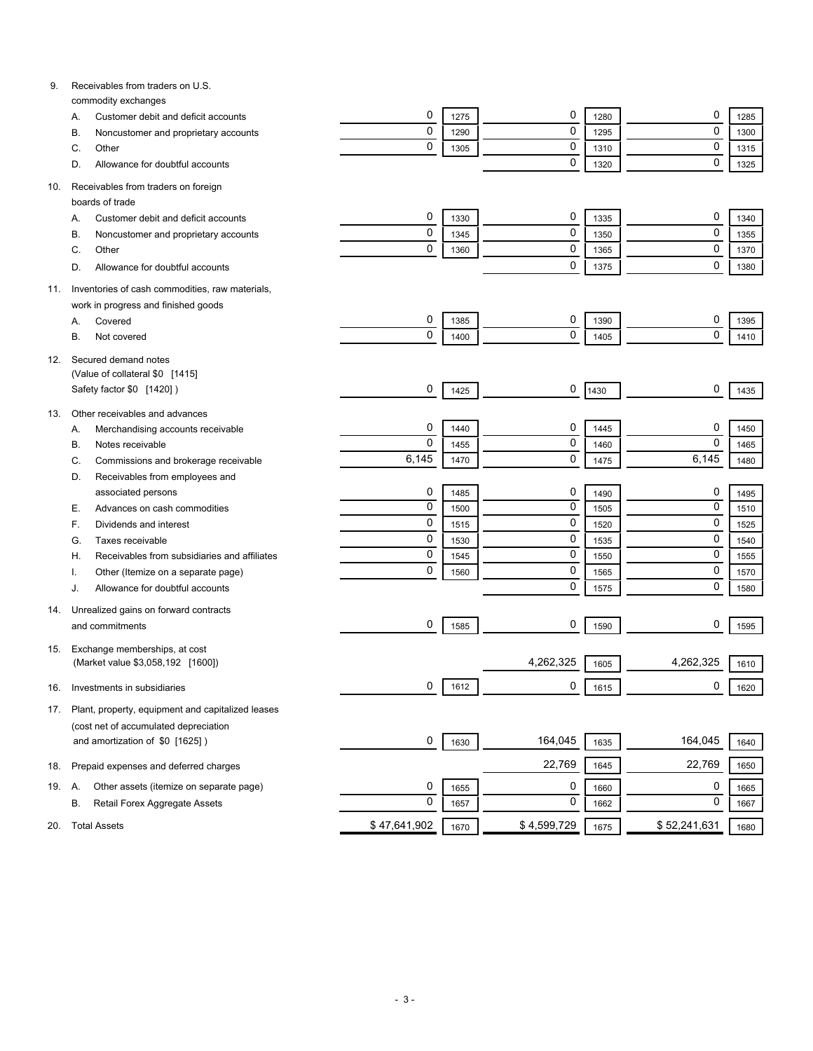| Item | Description | Col 1 | Code | Col 2 | Code | Col 3 | Code |
|---|---|---|---|---|---|---|---|
| 9. | Receivables from traders on U.S. commodity exchanges | | | | | | |
| | A. Customer debit and deficit accounts | 0 | 1275 | 0 | 1280 | 0 | 1285 |
| | B. Noncustomer and proprietary accounts | 0 | 1290 | 0 | 1295 | 0 | 1300 |
| | C. Other | 0 | 1305 | 0 | 1310 | 0 | 1315 |
| | D. Allowance for doubtful accounts | | | 0 | 1320 | 0 | 1325 |
| 10. | Receivables from traders on foreign boards of trade | | | | | | |
| | A. Customer debit and deficit accounts | 0 | 1330 | 0 | 1335 | 0 | 1340 |
| | B. Noncustomer and proprietary accounts | 0 | 1345 | 0 | 1350 | 0 | 1355 |
| | C. Other | 0 | 1360 | 0 | 1365 | 0 | 1370 |
| | D. Allowance for doubtful accounts | | | 0 | 1375 | 0 | 1380 |
| 11. | Inventories of cash commodities, raw materials, work in progress and finished goods | | | | | | |
| | A. Covered | 0 | 1385 | 0 | 1390 | 0 | 1395 |
| | B. Not covered | 0 | 1400 | 0 | 1405 | 0 | 1410 |
| 12. | Secured demand notes (Value of collateral $0 [1415] Safety factor $0 [1420] ) | 0 | 1425 | 0 | 1430 | 0 | 1435 |
| 13. | Other receivables and advances | | | | | | |
| | A. Merchandising accounts receivable | 0 | 1440 | 0 | 1445 | 0 | 1450 |
| | B. Notes receivable | 0 | 1455 | 0 | 1460 | 0 | 1465 |
| | C. Commissions and brokerage receivable | 6,145 | 1470 | 0 | 1475 | 6,145 | 1480 |
| | D. Receivables from employees and associated persons | 0 | 1485 | 0 | 1490 | 0 | 1495 |
| | E. Advances on cash commodities | 0 | 1500 | 0 | 1505 | 0 | 1510 |
| | F. Dividends and interest | 0 | 1515 | 0 | 1520 | 0 | 1525 |
| | G. Taxes receivable | 0 | 1530 | 0 | 1535 | 0 | 1540 |
| | H. Receivables from subsidiaries and affiliates | 0 | 1545 | 0 | 1550 | 0 | 1555 |
| | I. Other (Itemize on a separate page) | 0 | 1560 | 0 | 1565 | 0 | 1570 |
| | J. Allowance for doubtful accounts | | | 0 | 1575 | 0 | 1580 |
| 14. | Unrealized gains on forward contracts and commitments | 0 | 1585 | 0 | 1590 | 0 | 1595 |
| 15. | Exchange memberships, at cost (Market value $3,058,192 [1600]) | | | 4,262,325 | 1605 | 4,262,325 | 1610 |
| 16. | Investments in subsidiaries | 0 | 1612 | 0 | 1615 | 0 | 1620 |
| 17. | Plant, property, equipment and capitalized leases (cost net of accumulated depreciation and amortization of $0 [1625] ) | 0 | 1630 | 164,045 | 1635 | 164,045 | 1640 |
| 18. | Prepaid expenses and deferred charges | | | 22,769 | 1645 | 22,769 | 1650 |
| 19. | A. Other assets (itemize on separate page) | 0 | 1655 | 0 | 1660 | 0 | 1665 |
| | B. Retail Forex Aggregate Assets | 0 | 1657 | 0 | 1662 | 0 | 1667 |
| 20. | Total Assets | $ 47,641,902 | 1670 | $ 4,599,729 | 1675 | $ 52,241,631 | 1680 |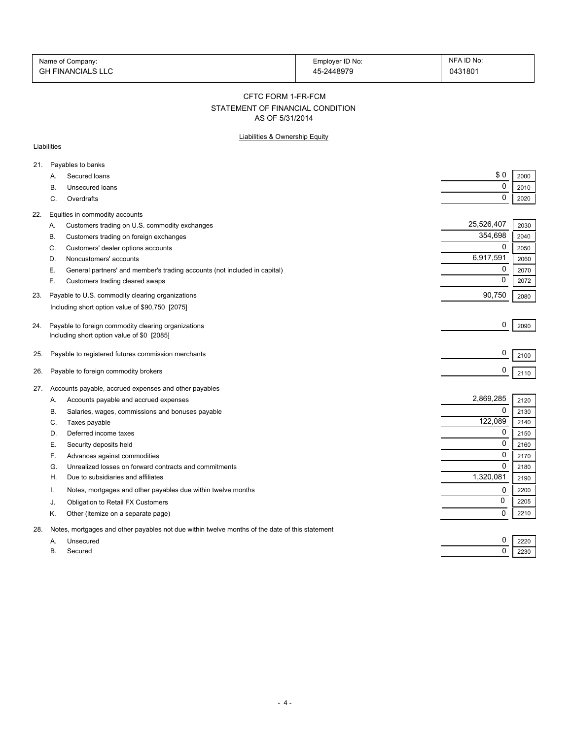| Name of Company: | Employer ID No: | NFA ID No: |
|---|---|---|
| GH FINANCIALS LLC | 45-2448979 | 0431801 |

## CFTC FORM 1-FR-FCM

## STATEMENT OF FINANCIAL CONDITION

## AS OF 5/31/2014

### Liabilities & Ownership Equity

**Liabilities**

| | | Amount | Code |
|---|---|---|---|
| 21. | Payables to banks | | |
| | A. Secured loans | $ 0 | 2000 |
| | B. Unsecured loans | 0 | 2010 |
| | C. Overdrafts | 0 | 2020 |
| 22. | Equities in commodity accounts | | |
| | A. Customers trading on U.S. commodity exchanges | 25,526,407 | 2030 |
| | B. Customers trading on foreign exchanges | 354,698 | 2040 |
| | C. Customers' dealer options accounts | 0 | 2050 |
| | D. Noncustomers' accounts | 6,917,591 | 2060 |
| | E. General partners' and member's trading accounts (not included in capital) | 0 | 2070 |
| | F. Customers trading cleared swaps | 0 | 2072 |
| 23. | Payable to U.S. commodity clearing organizations<br>Including short option value of $90,750 [2075] | 90,750 | 2080 |
| 24. | Payable to foreign commodity clearing organizations<br>Including short option value of $0 [2085] | 0 | 2090 |
| 25. | Payable to registered futures commission merchants | 0 | 2100 |
| 26. | Payable to foreign commodity brokers | 0 | 2110 |
| 27. | Accounts payable, accrued expenses and other payables | | |
| | A. Accounts payable and accrued expenses | 2,869,285 | 2120 |
| | B. Salaries, wages, commissions and bonuses payable | 0 | 2130 |
| | C. Taxes payable | 122,089 | 2140 |
| | D. Deferred income taxes | 0 | 2150 |
| | E. Security deposits held | 0 | 2160 |
| | F. Advances against commodities | 0 | 2170 |
| | G. Unrealized losses on forward contracts and commitments | 0 | 2180 |
| | H. Due to subsidiaries and affiliates | 1,320,081 | 2190 |
| | I. Notes, mortgages and other payables due within twelve months | 0 | 2200 |
| | J. Obligation to Retail FX Customers | 0 | 2205 |
| | K. Other (itemize on a separate page) | 0 | 2210 |
| 28. | Notes, mortgages and other payables not due within twelve months of the date of this statement | | |
| | A. Unsecured | 0 | 2220 |
| | B. Secured | 0 | 2230 |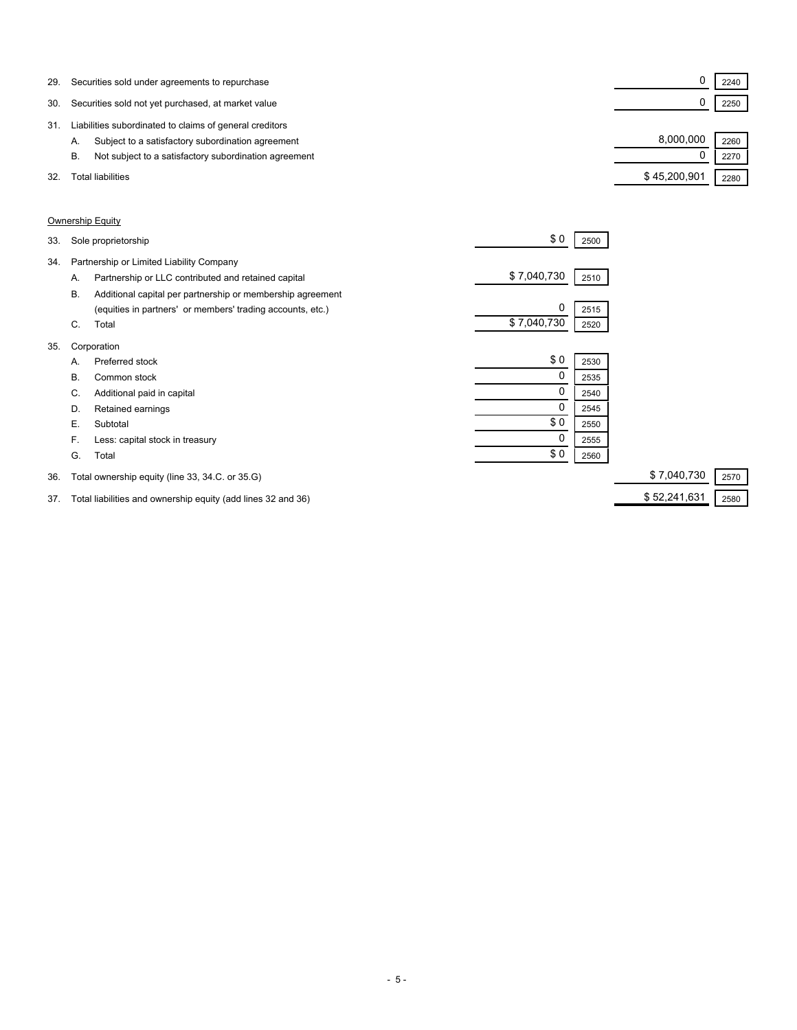| | | | | | |
|---|---|---|---|---|---|
| 29. | Securities sold under agreements to repurchase | | | 0 | 2240 |
| 30. | Securities sold not yet purchased, at market value | | | 0 | 2250 |
| 31. | Liabilities subordinated to claims of general creditors | | | | |
| | A. Subject to a satisfactory subordination agreement | | | 8,000,000 | 2260 |
| | B. Not subject to a satisfactory subordination agreement | | | 0 | 2270 |
| 32. | Total liabilities | | | $ 45,200,901 | 2280 |

Ownership Equity

| | | | | | |
|---|---|---|---|---|---|
| 33. | Sole proprietorship | $ 0 | 2500 | | |
| 34. | Partnership or Limited Liability Company | | | | |
| | A. Partnership or LLC contributed and retained capital | $ 7,040,730 | 2510 | | |
| | B. Additional capital per partnership or membership agreement (equities in partners' or members' trading accounts, etc.) | 0 | 2515 | | |
| | C. Total | $ 7,040,730 | 2520 | | |
| 35. | Corporation | | | | |
| | A. Preferred stock | $ 0 | 2530 | | |
| | B. Common stock | 0 | 2535 | | |
| | C. Additional paid in capital | 0 | 2540 | | |
| | D. Retained earnings | 0 | 2545 | | |
| | E. Subtotal | $ 0 | 2550 | | |
| | F. Less: capital stock in treasury | 0 | 2555 | | |
| | G. Total | $ 0 | 2560 | | |
| 36. | Total ownership equity (line 33, 34.C. or 35.G) | | | $ 7,040,730 | 2570 |
| 37. | Total liabilities and ownership equity (add lines 32 and 36) | | | $ 52,241,631 | 2580 |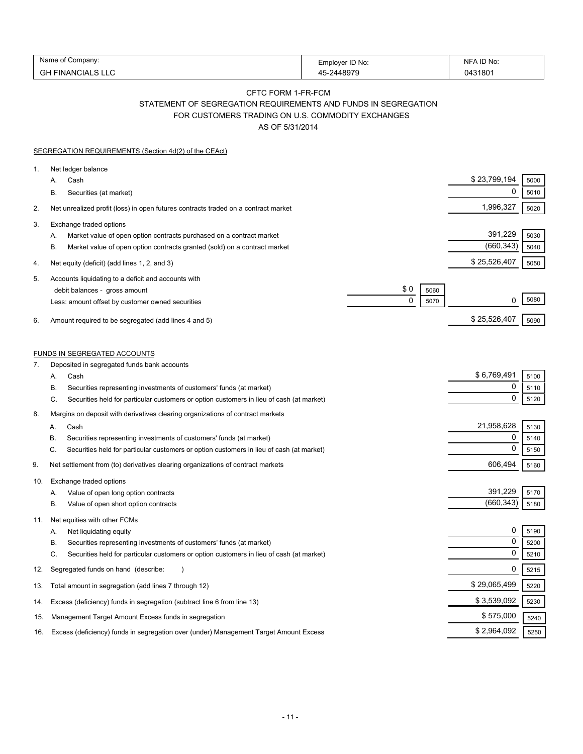| Name of Company: | Employer ID No: | NFA ID No: |
| --- | --- | --- |
| GH FINANCIALS LLC | 45-2448979 | 0431801 |

## CFTC FORM 1-FR-FCM

### STATEMENT OF SEGREGATION REQUIREMENTS AND FUNDS IN SEGREGATION FOR CUSTOMERS TRADING ON U.S. COMMODITY EXCHANGES

AS OF 5/31/2014

SEGREGATION REQUIREMENTS (Section 4d(2) of the CEAct)

| | | | | | |
| --- | --- | --- | --- | --- | --- |
| 1. | Net ledger balance | | | | |
| | A. Cash | | | $ 23,799,194 | 5000 |
| | B. Securities (at market) | | | 0 | 5010 |
| 2. | Net unrealized profit (loss) in open futures contracts traded on a contract market | | | 1,996,327 | 5020 |
| 3. | Exchange traded options | | | | |
| | A. Market value of open option contracts purchased on a contract market | | | 391,229 | 5030 |
| | B. Market value of open option contracts granted (sold) on a contract market | | | (660,343) | 5040 |
| 4. | Net equity (deficit) (add lines 1, 2, and 3) | | | $ 25,526,407 | 5050 |
| 5. | Accounts liquidating to a deficit and accounts with debit balances - gross amount | $ 0 | 5060 | | |
| | Less: amount offset by customer owned securities | 0 | 5070 | 0 | 5080 |
| 6. | Amount required to be segregated (add lines 4 and 5) | | | $ 25,526,407 | 5090 |

FUNDS IN SEGREGATED ACCOUNTS

| | | | |
| --- | --- | --- | --- |
| 7. | Deposited in segregated funds bank accounts | | |
| | A. Cash | $ 6,769,491 | 5100 |
| | B. Securities representing investments of customers' funds (at market) | 0 | 5110 |
| | C. Securities held for particular customers or option customers in lieu of cash (at market) | 0 | 5120 |
| 8. | Margins on deposit with derivatives clearing organizations of contract markets | | |
| | A. Cash | 21,958,628 | 5130 |
| | B. Securities representing investments of customers' funds (at market) | 0 | 5140 |
| | C. Securities held for particular customers or option customers in lieu of cash (at market) | 0 | 5150 |
| 9. | Net settlement from (to) derivatives clearing organizations of contract markets | 606,494 | 5160 |
| 10. | Exchange traded options | | |
| | A. Value of open long option contracts | 391,229 | 5170 |
| | B. Value of open short option contracts | (660,343) | 5180 |
| 11. | Net equities with other FCMs | | |
| | A. Net liquidating equity | 0 | 5190 |
| | B. Securities representing investments of customers' funds (at market) | 0 | 5200 |
| | C. Securities held for particular customers or option customers in lieu of cash (at market) | 0 | 5210 |
| 12. | Segregated funds on hand (describe: ) | 0 | 5215 |
| 13. | Total amount in segregation (add lines 7 through 12) | $ 29,065,499 | 5220 |
| 14. | Excess (deficiency) funds in segregation (subtract line 6 from line 13) | $ 3,539,092 | 5230 |
| 15. | Management Target Amount Excess funds in segregation | $ 575,000 | 5240 |
| 16. | Excess (deficiency) funds in segregation over (under) Management Target Amount Excess | $ 2,964,092 | 5250 |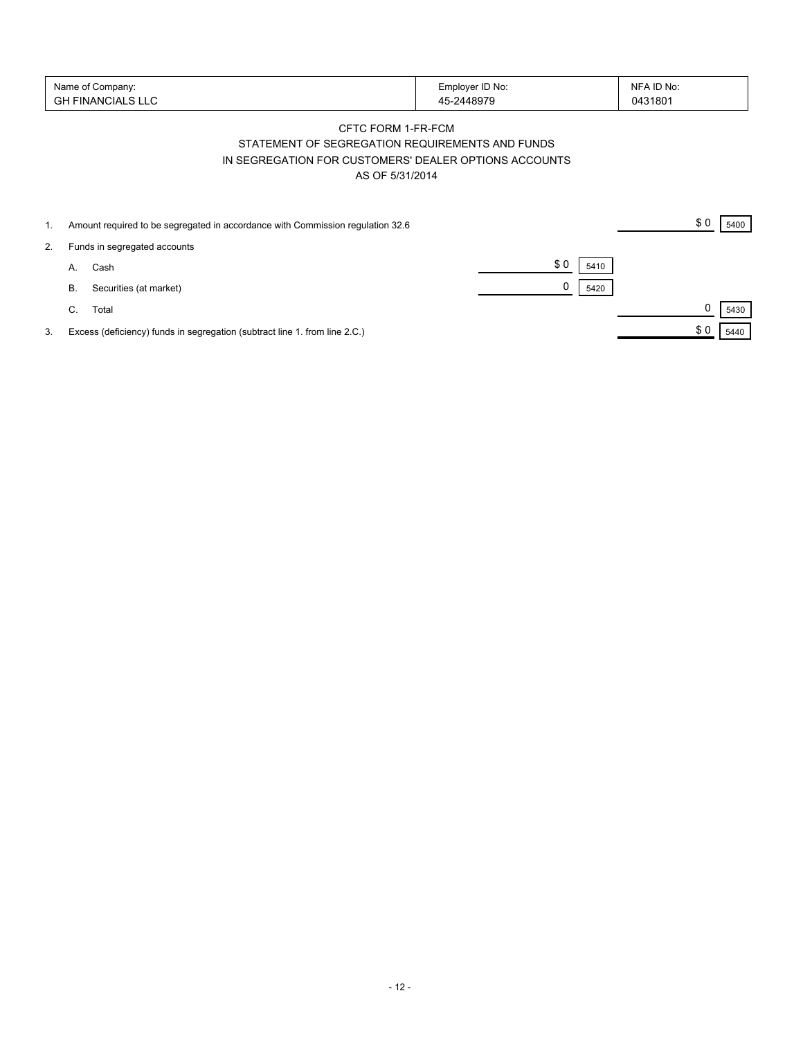| Name of Company: | Employer ID No: | NFA ID No: |
|---|---|---|
| GH FINANCIALS LLC | 45-2448979 | 0431801 |

## CFTC FORM 1-FR-FCM

## STATEMENT OF SEGREGATION REQUIREMENTS AND FUNDS IN SEGREGATION FOR CUSTOMERS' DEALER OPTIONS ACCOUNTS

## AS OF 5/31/2014

| | | | | | |
|---|---|---|---|---|---|
| 1. | Amount required to be segregated in accordance with Commission regulation 32.6 | | | $ 0 | 5400 |
| 2. | Funds in segregated accounts | | | | |
| | A. Cash | $ 0 | 5410 | | |
| | B. Securities (at market) | 0 | 5420 | | |
| | C. Total | | | 0 | 5430 |
| 3. | Excess (deficiency) funds in segregation (subtract line 1. from line 2.C.) | | | $ 0 | 5440 |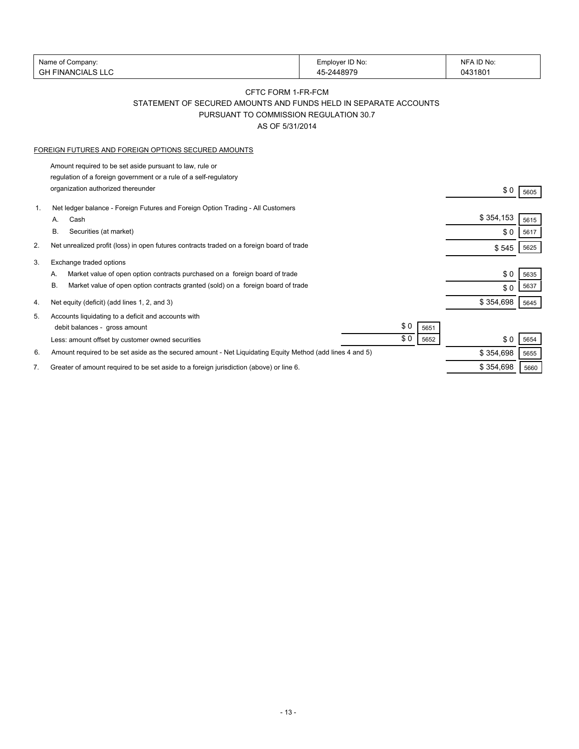| Name of Company: | Employer ID No: | NFA ID No: |
|---|---|---|
| GH FINANCIALS LLC | 45-2448979 | 0431801 |

# CFTC FORM 1-FR-FCM

## STATEMENT OF SECURED AMOUNTS AND FUNDS HELD IN SEPARATE ACCOUNTS PURSUANT TO COMMISSION REGULATION 30.7

### AS OF 5/31/2014

FOREIGN FUTURES AND FOREIGN OPTIONS SECURED AMOUNTS

| | | | | | |
|---|---|---|---|---|---|
| | Amount required to be set aside pursuant to law, rule or regulation of a foreign government or a rule of a self-regulatory organization authorized thereunder | | | $ 0 | 5605 |
| 1. | Net ledger balance - Foreign Futures and Foreign Option Trading - All Customers | | | | |
| | A. Cash | | | $ 354,153 | 5615 |
| | B. Securities (at market) | | | $ 0 | 5617 |
| 2. | Net unrealized profit (loss) in open futures contracts traded on a foreign board of trade | | | $ 545 | 5625 |
| 3. | Exchange traded options | | | | |
| | A. Market value of open option contracts purchased on a foreign board of trade | | | $ 0 | 5635 |
| | B. Market value of open option contracts granted (sold) on a foreign board of trade | | | $ 0 | 5637 |
| 4. | Net equity (deficit) (add lines 1, 2, and 3) | | | $ 354,698 | 5645 |
| 5. | Accounts liquidating to a deficit and accounts with debit balances - gross amount | $ 0 | 5651 | | |
| | Less: amount offset by customer owned securities | $ 0 | 5652 | $ 0 | 5654 |
| 6. | Amount required to be set aside as the secured amount - Net Liquidating Equity Method (add lines 4 and 5) | | | $ 354,698 | 5655 |
| 7. | Greater of amount required to be set aside to a foreign jurisdiction (above) or line 6. | | | $ 354,698 | 5660 |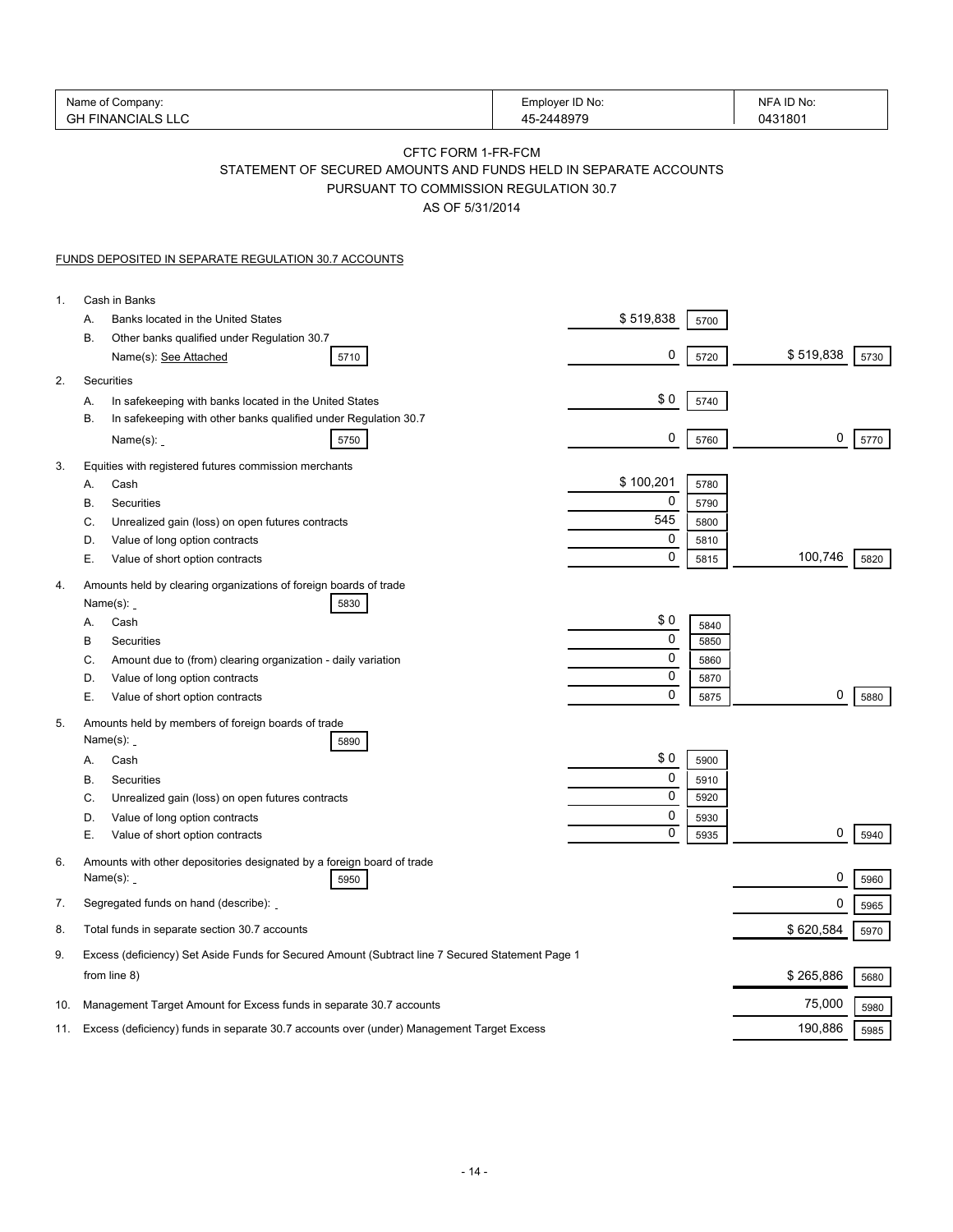| Name of Company: | Employer ID No: | NFA ID No: |
|---|---|---|
| GH FINANCIALS LLC | 45-2448979 | 0431801 |

# CFTC FORM 1-FR-FCM
## STATEMENT OF SECURED AMOUNTS AND FUNDS HELD IN SEPARATE ACCOUNTS PURSUANT TO COMMISSION REGULATION 30.7
### AS OF 5/31/2014

FUNDS DEPOSITED IN SEPARATE REGULATION 30.7 ACCOUNTS

| | | | | | |
|---|---|---|---|---|---|
| 1. | Cash in Banks | | | | |
| | A. Banks located in the United States | $ 519,838 | 5700 | | |
| | B. Other banks qualified under Regulation 30.7 Name(s): See Attached [5710] | 0 | 5720 | $ 519,838 | 5730 |
| 2. | Securities | | | | |
| | A. In safekeeping with banks located in the United States | $ 0 | 5740 | | |
| | B. In safekeeping with other banks qualified under Regulation 30.7 Name(s): [5750] | 0 | 5760 | 0 | 5770 |
| 3. | Equities with registered futures commission merchants | | | | |
| | A. Cash | $ 100,201 | 5780 | | |
| | B. Securities | 0 | 5790 | | |
| | C. Unrealized gain (loss) on open futures contracts | 545 | 5800 | | |
| | D. Value of long option contracts | 0 | 5810 | | |
| | E. Value of short option contracts | 0 | 5815 | 100,746 | 5820 |
| 4. | Amounts held by clearing organizations of foreign boards of trade Name(s): [5830] | | | | |
| | A. Cash | $ 0 | 5840 | | |
| | B Securities | 0 | 5850 | | |
| | C. Amount due to (from) clearing organization - daily variation | 0 | 5860 | | |
| | D. Value of long option contracts | 0 | 5870 | | |
| | E. Value of short option contracts | 0 | 5875 | 0 | 5880 |
| 5. | Amounts held by members of foreign boards of trade Name(s): [5890] | | | | |
| | A. Cash | $ 0 | 5900 | | |
| | B. Securities | 0 | 5910 | | |
| | C. Unrealized gain (loss) on open futures contracts | 0 | 5920 | | |
| | D. Value of long option contracts | 0 | 5930 | | |
| | E. Value of short option contracts | 0 | 5935 | 0 | 5940 |
| 6. | Amounts with other depositories designated by a foreign board of trade Name(s): [5950] | | | 0 | 5960 |
| 7. | Segregated funds on hand (describe): | | | 0 | 5965 |
| 8. | Total funds in separate section 30.7 accounts | | | $ 620,584 | 5970 |
| 9. | Excess (deficiency) Set Aside Funds for Secured Amount (Subtract line 7 Secured Statement Page 1 from line 8) | | | $ 265,886 | 5680 |
| 10. | Management Target Amount for Excess funds in separate 30.7 accounts | | | 75,000 | 5980 |
| 11. | Excess (deficiency) funds in separate 30.7 accounts over (under) Management Target Excess | | | 190,886 | 5985 |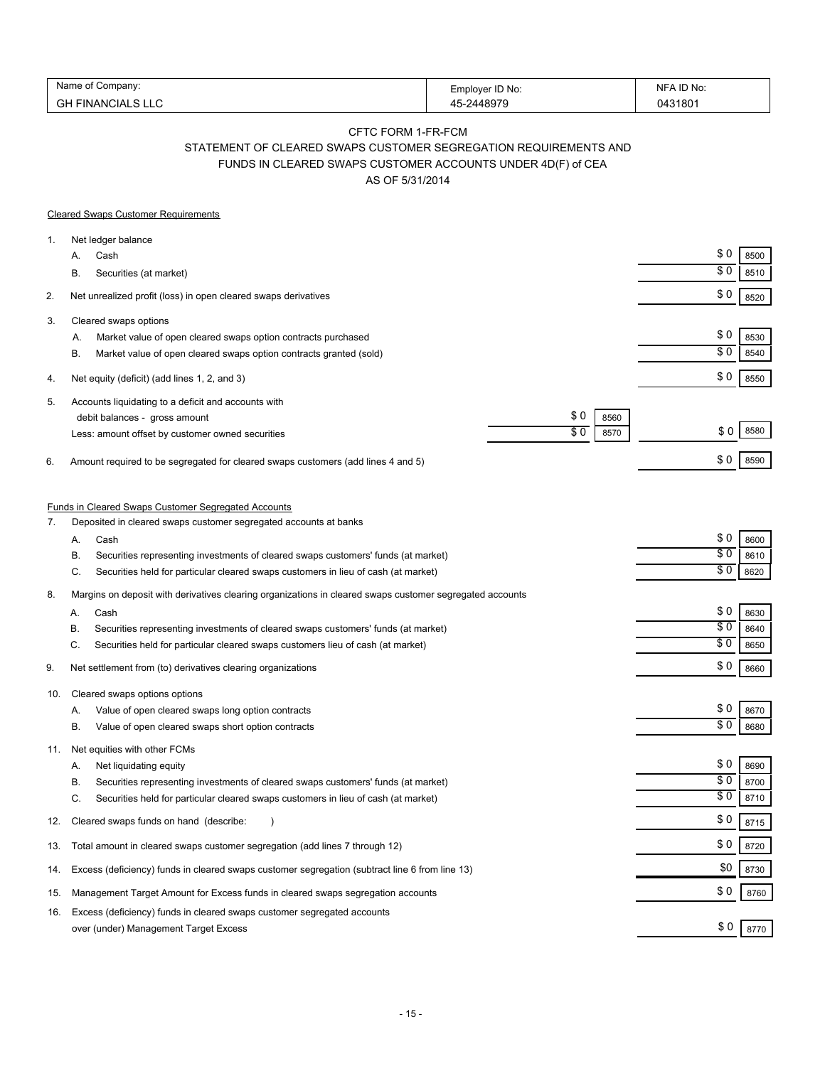| Name of Company: | Employer ID No: | NFA ID No: |
|---|---|---|
| GH FINANCIALS LLC | 45-2448979 | 0431801 |

CFTC FORM 1-FR-FCM

STATEMENT OF CLEARED SWAPS CUSTOMER SEGREGATION REQUIREMENTS AND FUNDS IN CLEARED SWAPS CUSTOMER ACCOUNTS UNDER 4D(F) of CEA

AS OF 5/31/2014

Cleared Swaps Customer Requirements

| | | | | | |
|---|---|---|---|---|---|
| 1. | Net ledger balance | | | | |
| | A. Cash | | | $ 0 | 8500 |
| | B. Securities (at market) | | | $ 0 | 8510 |
| 2. | Net unrealized profit (loss) in open cleared swaps derivatives | | | $ 0 | 8520 |
| 3. | Cleared swaps options | | | | |
| | A. Market value of open cleared swaps option contracts purchased | | | $ 0 | 8530 |
| | B. Market value of open cleared swaps option contracts granted (sold) | | | $ 0 | 8540 |
| 4. | Net equity (deficit) (add lines 1, 2, and 3) | | | $ 0 | 8550 |
| 5. | Accounts liquidating to a deficit and accounts with debit balances - gross amount | $ 0 | 8560 | | |
| | Less: amount offset by customer owned securities | $ 0 | 8570 | $ 0 | 8580 |
| 6. | Amount required to be segregated for cleared swaps customers (add lines 4 and 5) | | | $ 0 | 8590 |

Funds in Cleared Swaps Customer Segregated Accounts

| | | | |
|---|---|---|---|
| 7. | Deposited in cleared swaps customer segregated accounts at banks | | |
| | A. Cash | $ 0 | 8600 |
| | B. Securities representing investments of cleared swaps customers' funds (at market) | $ 0 | 8610 |
| | C. Securities held for particular cleared swaps customers in lieu of cash (at market) | $ 0 | 8620 |
| 8. | Margins on deposit with derivatives clearing organizations in cleared swaps customer segregated accounts | | |
| | A. Cash | $ 0 | 8630 |
| | B. Securities representing investments of cleared swaps customers' funds (at market) | $ 0 | 8640 |
| | C. Securities held for particular cleared swaps customers lieu of cash (at market) | $ 0 | 8650 |
| 9. | Net settlement from (to) derivatives clearing organizations | $ 0 | 8660 |
| 10. | Cleared swaps options options | | |
| | A. Value of open cleared swaps long option contracts | $ 0 | 8670 |
| | B. Value of open cleared swaps short option contracts | $ 0 | 8680 |
| 11. | Net equities with other FCMs | | |
| | A. Net liquidating equity | $ 0 | 8690 |
| | B. Securities representing investments of cleared swaps customers' funds (at market) | $ 0 | 8700 |
| | C. Securities held for particular cleared swaps customers in lieu of cash (at market) | $ 0 | 8710 |
| 12. | Cleared swaps funds on hand (describe: ) | $ 0 | 8715 |
| 13. | Total amount in cleared swaps customer segregation (add lines 7 through 12) | $ 0 | 8720 |
| 14. | Excess (deficiency) funds in cleared swaps customer segregation (subtract line 6 from line 13) | $0 | 8730 |
| 15. | Management Target Amount for Excess funds in cleared swaps segregation accounts | $ 0 | 8760 |
| 16. | Excess (deficiency) funds in cleared swaps customer segregated accounts over (under) Management Target Excess | $ 0 | 8770 |